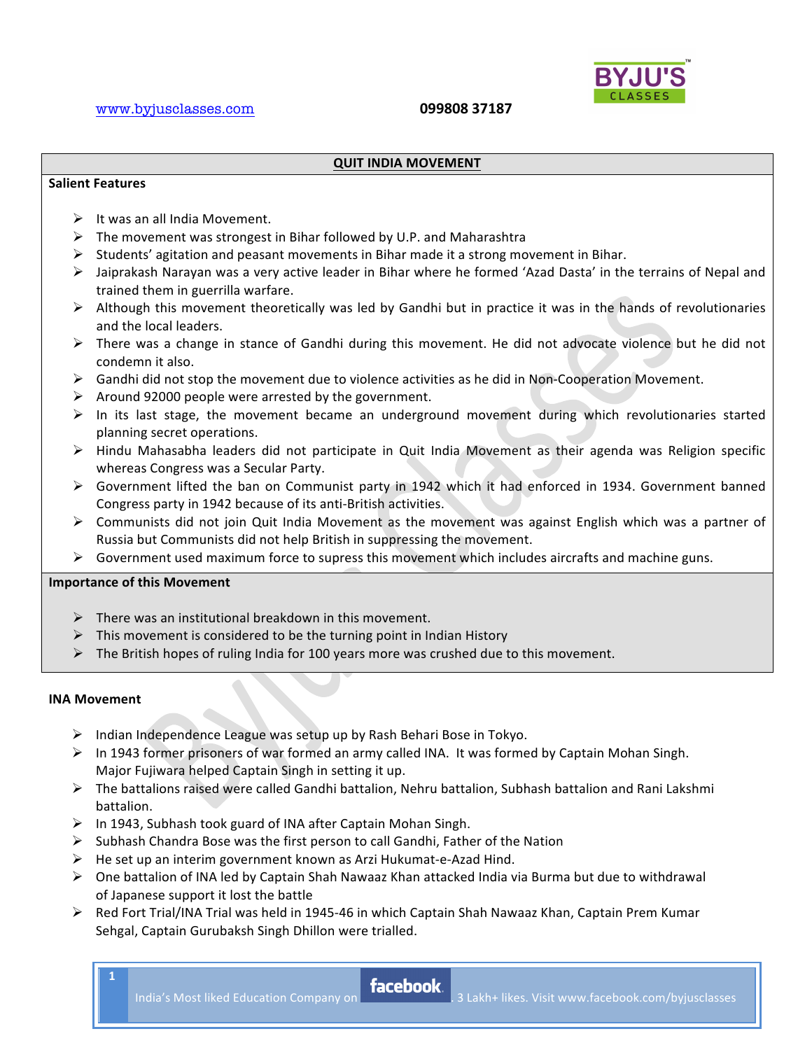# QUIT INDIA MOVEMENT

## Salient Features

- It was an all India Movement.
- The movement was strongest in Bihar followed by U.P. and Maharashtra
- Students' agitation and peasant movements in Bihar made it a strong movement in Bihar.
- Jaiprakash Narayan was a very active leader in Bihar where he formed 'Azad Dasta' in the terrains of Nepal and trained them in guerrilla warfare.
- Although this movement theoretically was led by Gandhi but in practice it was in the hands of revolutionaries and the local leaders.
- There was a change in stance of Gandhi during this movement. He did not advocate violence but he did not condemn it also.
- Gandhi did not stop the movement due to violence activities as he did in Non-Cooperation Movement.
- Around 92000 people were arrested by the government.
- In its last stage, the movement became an underground movement during which revolutionaries started planning secret operations.
- Hindu Mahasabha leaders did not participate in Quit India Movement as their agenda was Religion specific whereas Congress was a Secular Party.
- Government lifted the ban on Communist party in 1942 which it had enforced in 1934. Government banned Congress party in 1942 because of its anti-British activities.
- Communists did not join Quit India Movement as the movement was against English which was a partner of Russia but Communists did not help British in suppressing the movement.
- Government used maximum force to supress this movement which includes aircrafts and machine guns.

## Importance of this Movement

- There was an institutional breakdown in this movement.
- This movement is considered to be the turning point in Indian History
- The British hopes of ruling India for 100 years more was crushed due to this movement.

## INA Movement

- Indian Independence League was setup up by Rash Behari Bose in Tokyo.
- In 1943 former prisoners of war formed an army called INA. It was formed by Captain Mohan Singh. Major Fujiwara helped Captain Singh in setting it up.
- The battalions raised were called Gandhi battalion, Nehru battalion, Subhash battalion and Rani Lakshmi battalion.
- In 1943, Subhash took guard of INA after Captain Mohan Singh.
- Subhash Chandra Bose was the first person to call Gandhi, Father of the Nation
- He set up an interim government known as Arzi Hukumat-e-Azad Hind.
- One battalion of INA led by Captain Shah Nawaaz Khan attacked India via Burma but due to withdrawal of Japanese support it lost the battle
- Red Fort Trial/INA Trial was held in 1945-46 in which Captain Shah Nawaaz Khan, Captain Prem Kumar Sehgal, Captain Gurubaksh Singh Dhillon were trialled.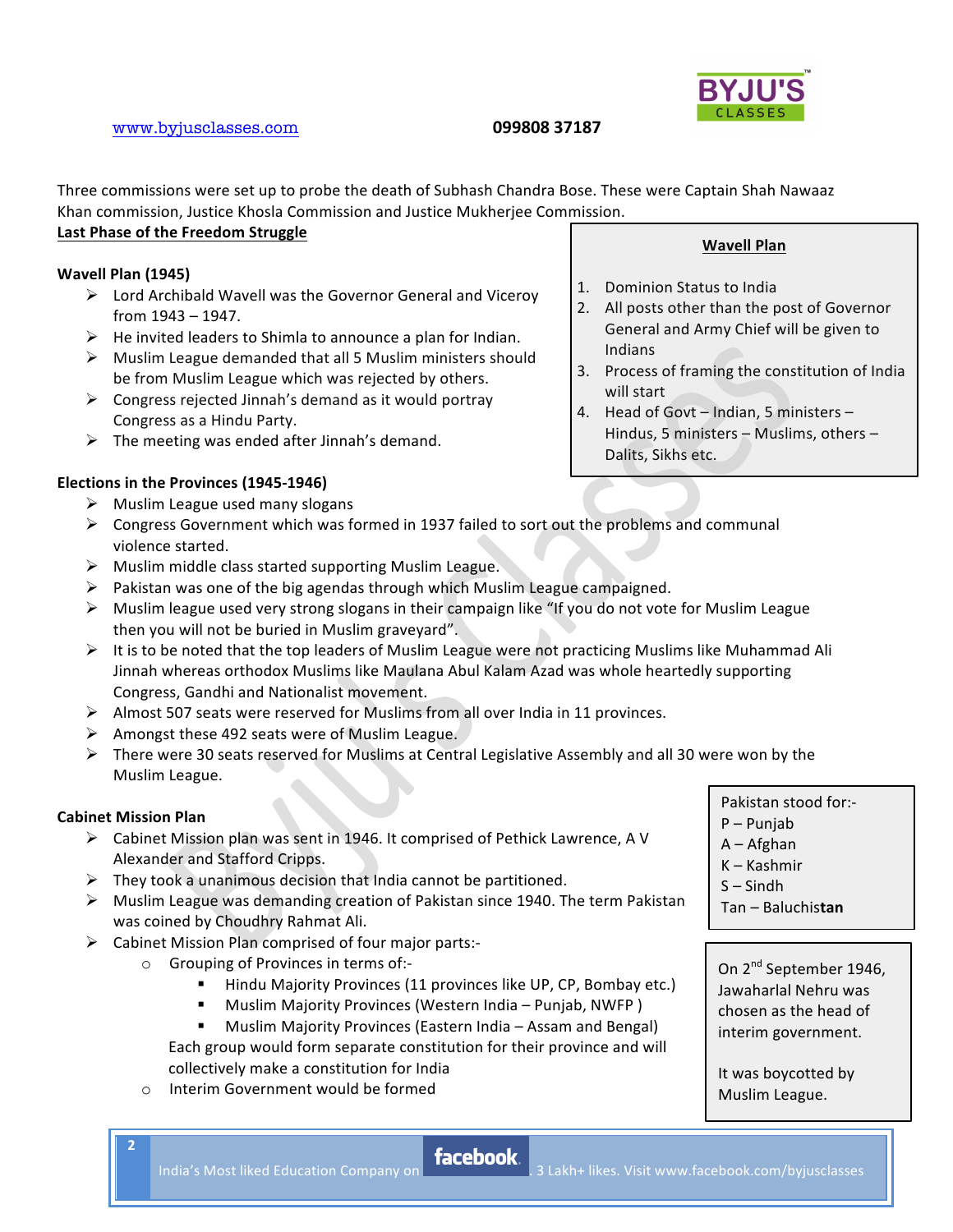Three commissions were set up to probe the death of Subhash Chandra Bose. These were Captain Shah Nawaaz Khan commission, Justice Khosla Commission and Justice Mukherjee Commission.

## Last Phase of the Freedom Struggle

### Wavell Plan (1945)

- Lord Archibald Wavell was the Governor General and Viceroy from 1943 – 1947.
- He invited leaders to Shimla to announce a plan for Indian.
- Muslim League demanded that all 5 Muslim ministers should be from Muslim League which was rejected by others.
- Congress rejected Jinnah's demand as it would portray Congress as a Hindu Party.
- The meeting was ended after Jinnah's demand.

**Wavell Plan**

1. Dominion Status to India
2. All posts other than the post of Governor General and Army Chief will be given to Indians
3. Process of framing the constitution of India will start
4. Head of Govt – Indian, 5 ministers – Hindus, 5 ministers – Muslims, others – Dalits, Sikhs etc.

### Elections in the Provinces (1945-1946)

- Muslim League used many slogans
- Congress Government which was formed in 1937 failed to sort out the problems and communal violence started.
- Muslim middle class started supporting Muslim League.
- Pakistan was one of the big agendas through which Muslim League campaigned.
- Muslim league used very strong slogans in their campaign like "If you do not vote for Muslim League then you will not be buried in Muslim graveyard".
- It is to be noted that the top leaders of Muslim League were not practicing Muslims like Muhammad Ali Jinnah whereas orthodox Muslims like Maulana Abul Kalam Azad was whole heartedly supporting Congress, Gandhi and Nationalist movement.
- Almost 507 seats were reserved for Muslims from all over India in 11 provinces.
- Amongst these 492 seats were of Muslim League.
- There were 30 seats reserved for Muslims at Central Legislative Assembly and all 30 were won by the Muslim League.

### Cabinet Mission Plan

- Cabinet Mission plan was sent in 1946. It comprised of Pethick Lawrence, A V Alexander and Stafford Cripps.
- They took a unanimous decision that India cannot be partitioned.
- Muslim League was demanding creation of Pakistan since 1940. The term Pakistan was coined by Choudhry Rahmat Ali.
- Cabinet Mission Plan comprised of four major parts:-
  - Grouping of Provinces in terms of:-
    - Hindu Majority Provinces (11 provinces like UP, CP, Bombay etc.)
    - Muslim Majority Provinces (Western India – Punjab, NWFP )
    - Muslim Majority Provinces (Eastern India – Assam and Bengal)

    Each group would form separate constitution for their province and will collectively make a constitution for India
  - Interim Government would be formed

Pakistan stood for:-
P – Punjab
A – Afghan
K – Kashmir
S – Sindh
Tan – Baluchis**tan**

On 2nd September 1946, Jawaharlal Nehru was chosen as the head of interim government.

It was boycotted by Muslim League.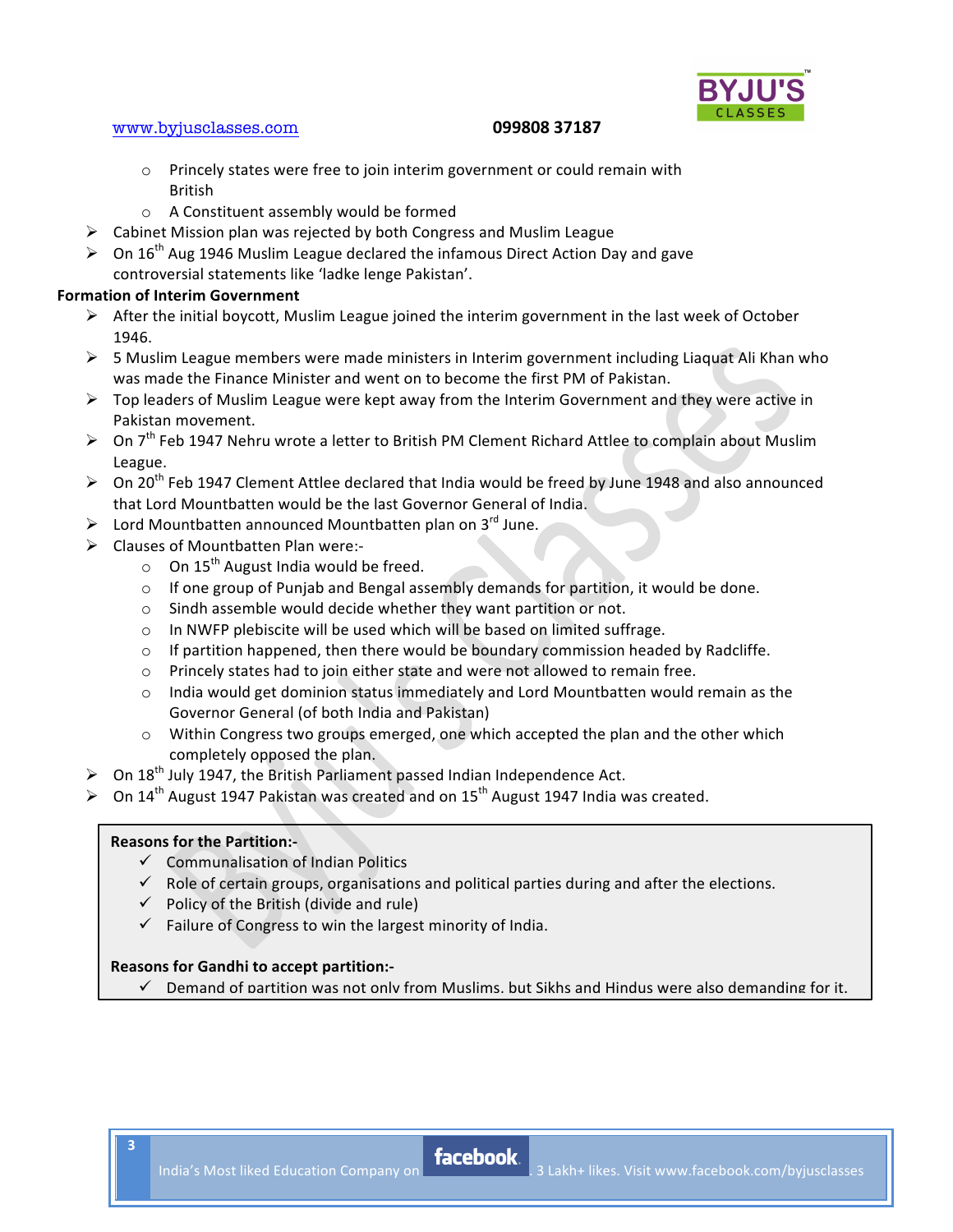- Princely states were free to join interim government or could remain with British
- A Constituent assembly would be formed

- Cabinet Mission plan was rejected by both Congress and Muslim League
- On 16th Aug 1946 Muslim League declared the infamous Direct Action Day and gave controversial statements like 'ladke lenge Pakistan'.

**Formation of Interim Government**

- After the initial boycott, Muslim League joined the interim government in the last week of October 1946.
- 5 Muslim League members were made ministers in Interim government including Liaquat Ali Khan who was made the Finance Minister and went on to become the first PM of Pakistan.
- Top leaders of Muslim League were kept away from the Interim Government and they were active in Pakistan movement.
- On 7th Feb 1947 Nehru wrote a letter to British PM Clement Richard Attlee to complain about Muslim League.
- On 20th Feb 1947 Clement Attlee declared that India would be freed by June 1948 and also announced that Lord Mountbatten would be the last Governor General of India.
- Lord Mountbatten announced Mountbatten plan on 3rd June.
- Clauses of Mountbatten Plan were:-
  - On 15th August India would be freed.
  - If one group of Punjab and Bengal assembly demands for partition, it would be done.
  - Sindh assemble would decide whether they want partition or not.
  - In NWFP plebiscite will be used which will be based on limited suffrage.
  - If partition happened, then there would be boundary commission headed by Radcliffe.
  - Princely states had to join either state and were not allowed to remain free.
  - India would get dominion status immediately and Lord Mountbatten would remain as the Governor General (of both India and Pakistan)
  - Within Congress two groups emerged, one which accepted the plan and the other which completely opposed the plan.
- On 18th July 1947, the British Parliament passed Indian Independence Act.
- On 14th August 1947 Pakistan was created and on 15th August 1947 India was created.

**Reasons for the Partition:-**

- ✓ Communalisation of Indian Politics
- ✓ Role of certain groups, organisations and political parties during and after the elections.
- ✓ Policy of the British (divide and rule)
- ✓ Failure of Congress to win the largest minority of India.

**Reasons for Gandhi to accept partition:-**

- ✓ Demand of partition was not only from Muslims, but Sikhs and Hindus were also demanding for it.